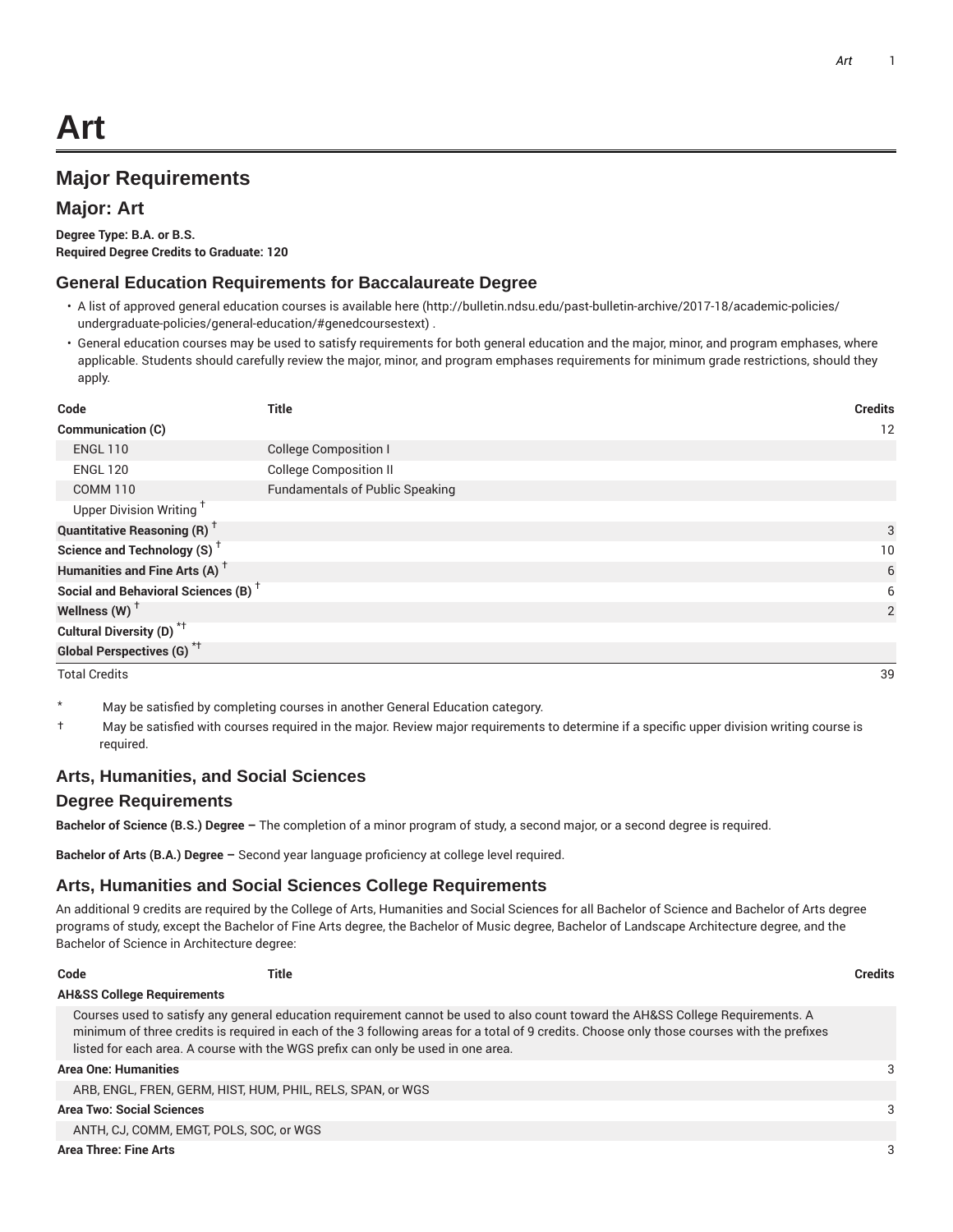# Art

## Major Requirements

### Major: Art

**Degree Type: B.A. or B.S.**
**Required Degree Credits to Graduate: 120**

### General Education Requirements for Baccalaureate Degree

- A list of approved general education courses is available here (http://bulletin.ndsu.edu/past-bulletin-archive/2017-18/academic-policies/undergraduate-policies/general-education/#genedcoursestext) .
- General education courses may be used to satisfy requirements for both general education and the major, minor, and program emphases, where applicable. Students should carefully review the major, minor, and program emphases requirements for minimum grade restrictions, should they apply.

| Code | Title | Credits |
|---|---|---|
| **Communication (C)** | | 12 |
| ENGL 110 | College Composition I | |
| ENGL 120 | College Composition II | |
| COMM 110 | Fundamentals of Public Speaking | |
| Upper Division Writing † | | |
| **Quantitative Reasoning (R) †** | | 3 |
| **Science and Technology (S) †** | | 10 |
| **Humanities and Fine Arts (A) †** | | 6 |
| **Social and Behavioral Sciences (B) †** | | 6 |
| **Wellness (W) †** | | 2 |
| **Cultural Diversity (D) *†** | | |
| **Global Perspectives (G) *†** | | |
| Total Credits | | 39 |

\* May be satisfied by completing courses in another General Education category.

† May be satisfied with courses required in the major. Review major requirements to determine if a specific upper division writing course is required.

### Arts, Humanities, and Social Sciences

### Degree Requirements

**Bachelor of Science (B.S.) Degree –** The completion of a minor program of study, a second major, or a second degree is required.

**Bachelor of Arts (B.A.) Degree –** Second year language proficiency at college level required.

### Arts, Humanities and Social Sciences College Requirements

An additional 9 credits are required by the College of Arts, Humanities and Social Sciences for all Bachelor of Science and Bachelor of Arts degree programs of study, except the Bachelor of Fine Arts degree, the Bachelor of Music degree, Bachelor of Landscape Architecture degree, and the Bachelor of Science in Architecture degree:

| Code | Title | Credits |
|---|---|---|
| **AH&SS College Requirements** | | |
| Courses used to satisfy any general education requirement cannot be used to also count toward the AH&SS College Requirements. A minimum of three credits is required in each of the 3 following areas for a total of 9 credits. Choose only those courses with the prefixes listed for each area. A course with the WGS prefix can only be used in one area. | | |
| **Area One: Humanities** | | 3 |
| ARB, ENGL, FREN, GERM, HIST, HUM, PHIL, RELS, SPAN, or WGS | | |
| **Area Two: Social Sciences** | | 3 |
| ANTH, CJ, COMM, EMGT, POLS, SOC, or WGS | | |
| **Area Three: Fine Arts** | | 3 |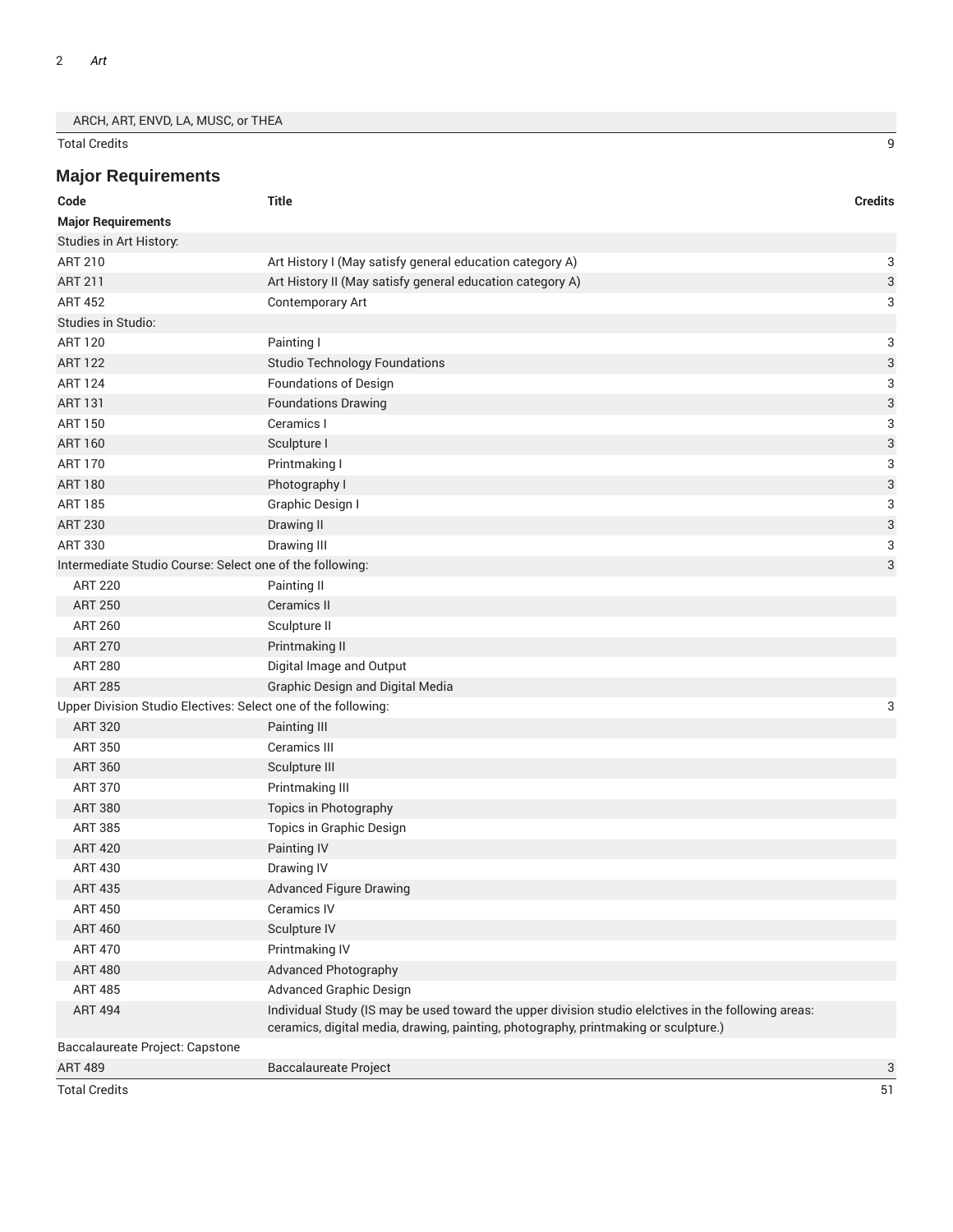| | | |
|---|---|---|
| ARCH, ART, ENVD, LA, MUSC, or THEA | | |
| Total Credits | | 9 |

## Major Requirements

| Code | Title | Credits |
|---|---|---|
| **Major Requirements** | | |
| Studies in Art History: | | |
| ART 210 | Art History I (May satisfy general education category A) | 3 |
| ART 211 | Art History II (May satisfy general education category A) | 3 |
| ART 452 | Contemporary Art | 3 |
| Studies in Studio: | | |
| ART 120 | Painting I | 3 |
| ART 122 | Studio Technology Foundations | 3 |
| ART 124 | Foundations of Design | 3 |
| ART 131 | Foundations Drawing | 3 |
| ART 150 | Ceramics I | 3 |
| ART 160 | Sculpture I | 3 |
| ART 170 | Printmaking I | 3 |
| ART 180 | Photography I | 3 |
| ART 185 | Graphic Design I | 3 |
| ART 230 | Drawing II | 3 |
| ART 330 | Drawing III | 3 |
| Intermediate Studio Course: Select one of the following: | | 3 |
| ART 220 | Painting II | |
| ART 250 | Ceramics II | |
| ART 260 | Sculpture II | |
| ART 270 | Printmaking II | |
| ART 280 | Digital Image and Output | |
| ART 285 | Graphic Design and Digital Media | |
| Upper Division Studio Electives: Select one of the following: | | 3 |
| ART 320 | Painting III | |
| ART 350 | Ceramics III | |
| ART 360 | Sculpture III | |
| ART 370 | Printmaking III | |
| ART 380 | Topics in Photography | |
| ART 385 | Topics in Graphic Design | |
| ART 420 | Painting IV | |
| ART 430 | Drawing IV | |
| ART 435 | Advanced Figure Drawing | |
| ART 450 | Ceramics IV | |
| ART 460 | Sculpture IV | |
| ART 470 | Printmaking IV | |
| ART 480 | Advanced Photography | |
| ART 485 | Advanced Graphic Design | |
| ART 494 | Individual Study (IS may be used toward the upper division studio elelctives in the following areas: ceramics, digital media, drawing, painting, photography, printmaking or sculpture.) | |
| Baccalaureate Project: Capstone | | |
| ART 489 | Baccalaureate Project | 3 |
| Total Credits | | 51 |